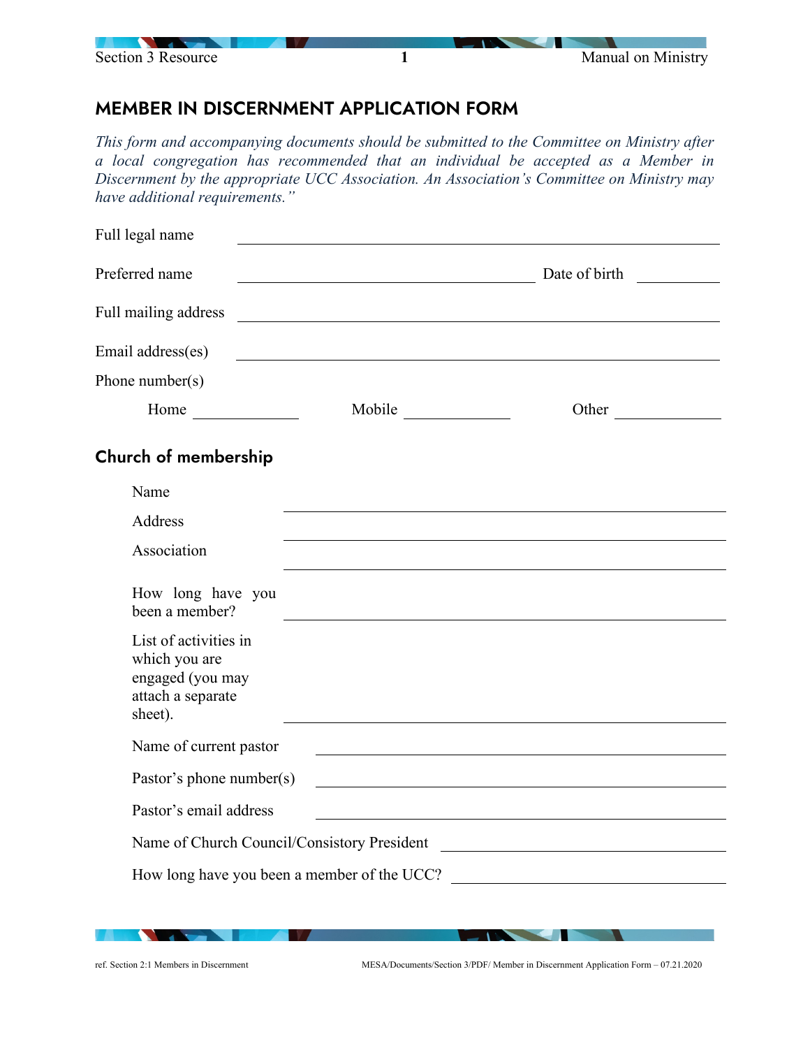# MEMBER IN DISCERNMENT APPLICATION FORM

*This form and accompanying documents should be submitted to the Committee on Ministry after a local congregation has recommended that an individual be accepted as a Member in Discernment by the appropriate UCC Association. An Association's Committee on Ministry may have additional requirements."*

Full legal name ______________________________

Preferred name ______________________________ Date of birth __________

Full mailing address ______________________________

Email address(es) ______________________________

Phone number(s)

Home __________ Mobile __________ Other __________

## Church of membership

Name ______________________________

Address ______________________________

Association ______________________________

How long have you been a member? ______________________________

List of activities in which you are engaged (you may attach a separate sheet). ______________________________

Name of current pastor ______________________________

Pastor's phone number(s) ______________________________

Pastor's email address ______________________________

Name of Church Council/Consistory President ______________________________

How long have you been a member of the UCC? ______________________________

ref. Section 2:1 Members in Discernment

MESA/Documents/Section 3/PDF/ Member in Discernment Application Form – 07.21.2020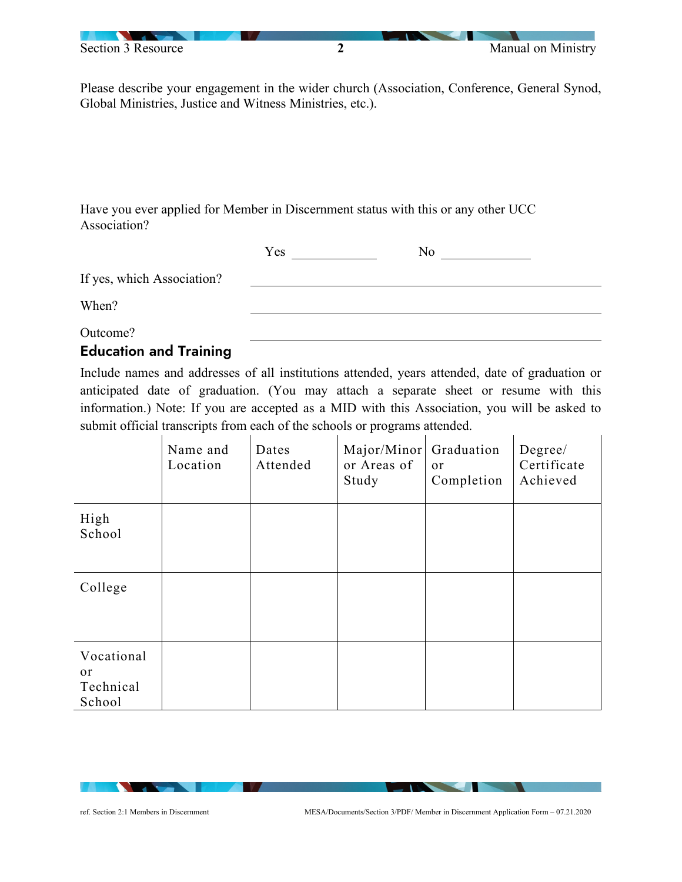Please describe your engagement in the wider church (Association, Conference, General Synod, Global Ministries, Justice and Witness Ministries, etc.).

Have you ever applied for Member in Discernment status with this or any other UCC Association?

Yes ____________ No ____________

If yes, which Association? ________________________________________

When? ________________________________________

Outcome? ________________________________________

## Education and Training

Include names and addresses of all institutions attended, years attended, date of graduation or anticipated date of graduation. (You may attach a separate sheet or resume with this information.) Note: If you are accepted as a MID with this Association, you will be asked to submit official transcripts from each of the schools or programs attended.

| | Name and Location | Dates Attended | Major/Minor or Areas of Study | Graduation or Completion | Degree/ Certificate Achieved |
|---|---|---|---|---|---|
| High School | | | | | |
| College | | | | | |
| Vocational or Technical School | | | | | |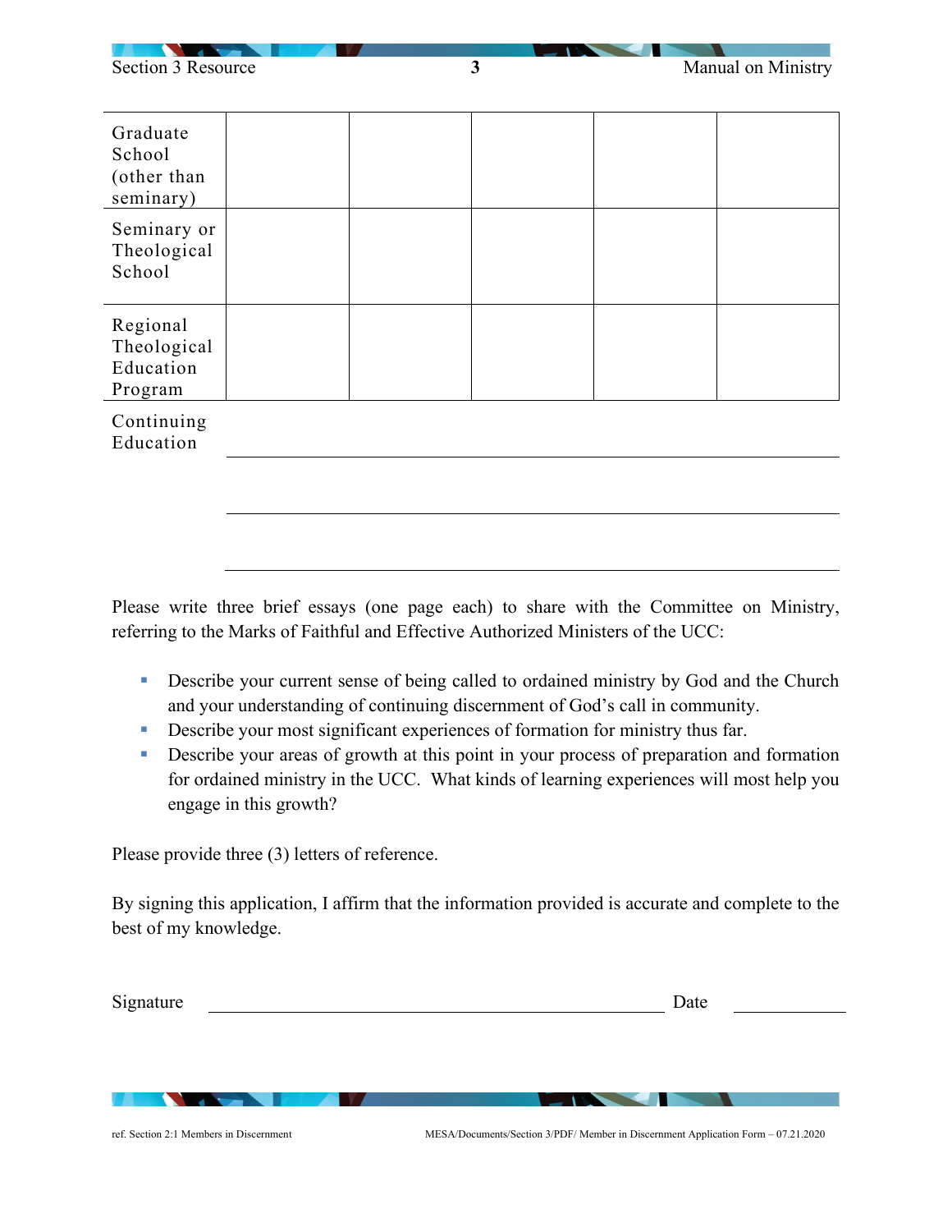| | | | | | |
|---|---|---|---|---|---|
| Graduate School (other than seminary) | | | | | |
| Seminary or Theological School | | | | | |
| Regional Theological Education Program | | | | | |

Continuing Education ______________________________________________

______________________________________________

______________________________________________

Please write three brief essays (one page each) to share with the Committee on Ministry, referring to the Marks of Faithful and Effective Authorized Ministers of the UCC:

- Describe your current sense of being called to ordained ministry by God and the Church and your understanding of continuing discernment of God's call in community.
- Describe your most significant experiences of formation for ministry thus far.
- Describe your areas of growth at this point in your process of preparation and formation for ordained ministry in the UCC. What kinds of learning experiences will most help you engage in this growth?

Please provide three (3) letters of reference.

By signing this application, I affirm that the information provided is accurate and complete to the best of my knowledge.

Signature ______________________________________________ Date ______________

ref. Section 2:1 Members in Discernment

MESA/Documents/Section 3/PDF/ Member in Discernment Application Form – 07.21.2020